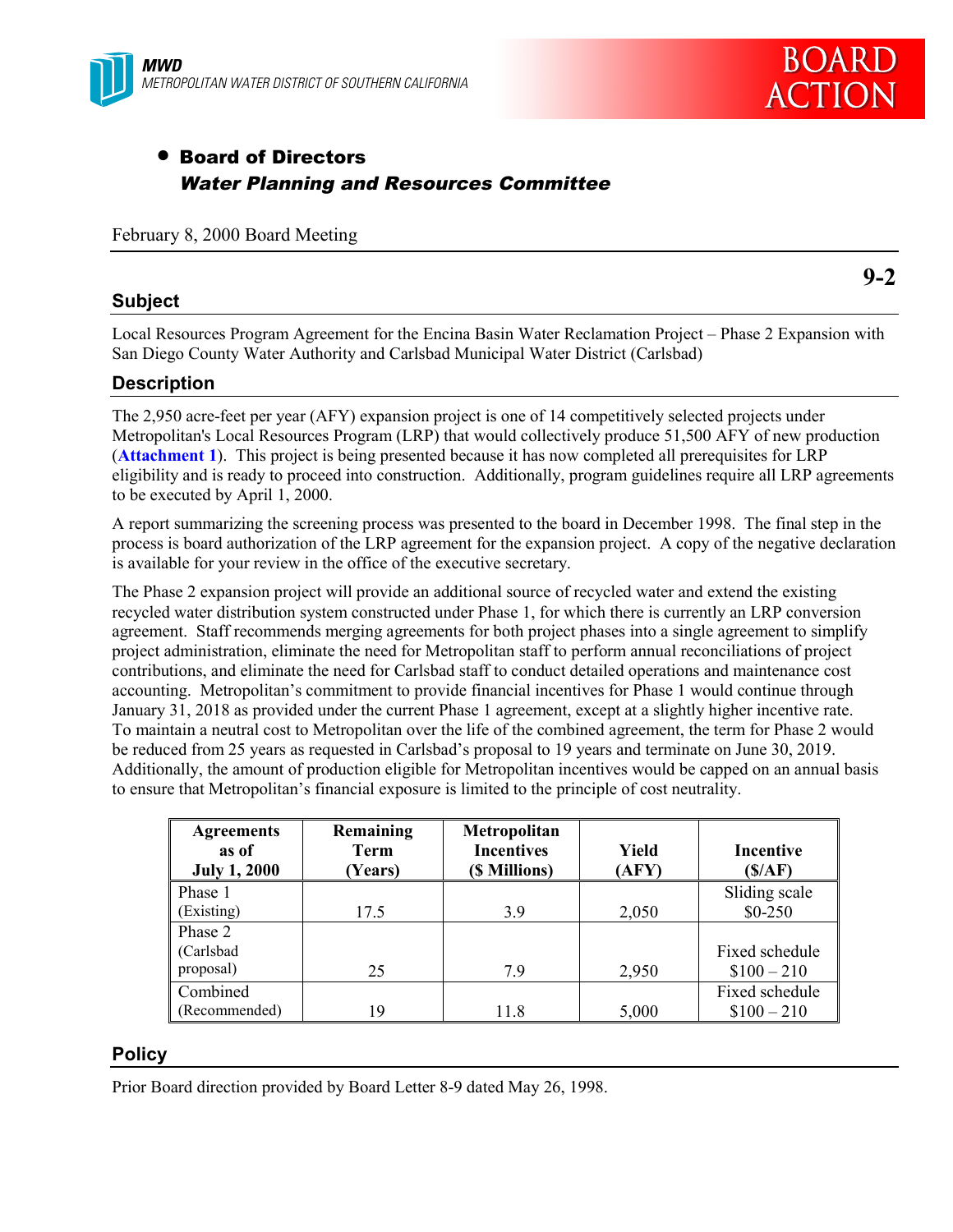MWD
METROPOLITAN WATER DISTRICT OF SOUTHERN CALIFORNIA

BOARD ACTION

- **Board of Directors**
  ***Water Planning and Resources Committee***

February 8, 2000 Board Meeting

**9-2**

## Subject

Local Resources Program Agreement for the Encina Basin Water Reclamation Project – Phase 2 Expansion with San Diego County Water Authority and Carlsbad Municipal Water District (Carlsbad)

## Description

The 2,950 acre-feet per year (AFY) expansion project is one of 14 competitively selected projects under Metropolitan's Local Resources Program (LRP) that would collectively produce 51,500 AFY of new production (**Attachment 1**). This project is being presented because it has now completed all prerequisites for LRP eligibility and is ready to proceed into construction. Additionally, program guidelines require all LRP agreements to be executed by April 1, 2000.

A report summarizing the screening process was presented to the board in December 1998. The final step in the process is board authorization of the LRP agreement for the expansion project. A copy of the negative declaration is available for your review in the office of the executive secretary.

The Phase 2 expansion project will provide an additional source of recycled water and extend the existing recycled water distribution system constructed under Phase 1, for which there is currently an LRP conversion agreement. Staff recommends merging agreements for both project phases into a single agreement to simplify project administration, eliminate the need for Metropolitan staff to perform annual reconciliations of project contributions, and eliminate the need for Carlsbad staff to conduct detailed operations and maintenance cost accounting. Metropolitan's commitment to provide financial incentives for Phase 1 would continue through January 31, 2018 as provided under the current Phase 1 agreement, except at a slightly higher incentive rate. To maintain a neutral cost to Metropolitan over the life of the combined agreement, the term for Phase 2 would be reduced from 25 years as requested in Carlsbad's proposal to 19 years and terminate on June 30, 2019. Additionally, the amount of production eligible for Metropolitan incentives would be capped on an annual basis to ensure that Metropolitan's financial exposure is limited to the principle of cost neutrality.

| Agreements as of July 1, 2000 | Remaining Term (Years) | Metropolitan Incentives ($ Millions) | Yield (AFY) | Incentive ($/AF) |
|---|---|---|---|---|
| Phase 1 (Existing) | 17.5 | 3.9 | 2,050 | Sliding scale $0-250 |
| Phase 2 (Carlsbad proposal) | 25 | 7.9 | 2,950 | Fixed schedule $100 – 210 |
| Combined (Recommended) | 19 | 11.8 | 5,000 | Fixed schedule $100 – 210 |

## Policy

Prior Board direction provided by Board Letter 8-9 dated May 26, 1998.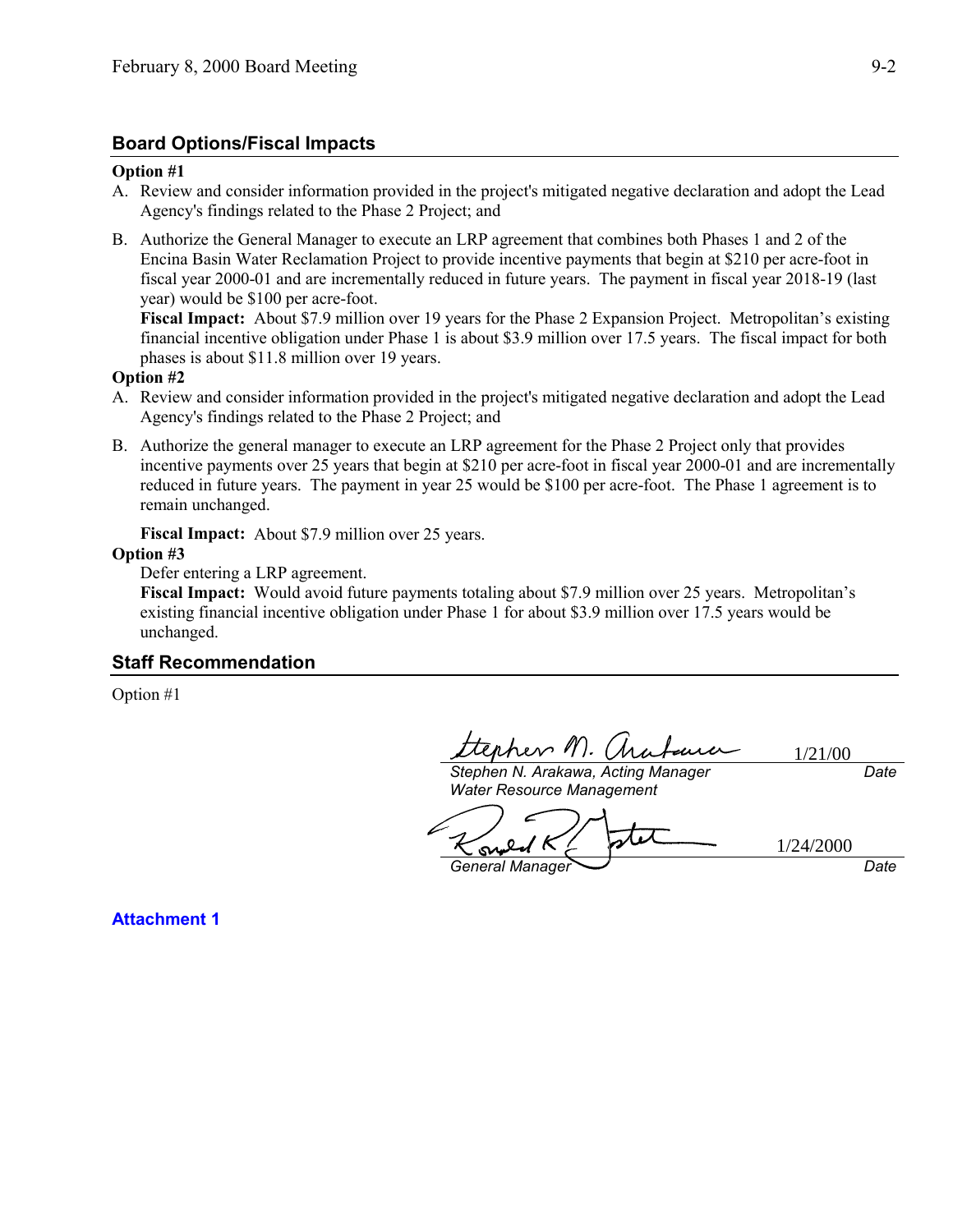## Board Options/Fiscal Impacts

**Option #1**

A. Review and consider information provided in the project's mitigated negative declaration and adopt the Lead Agency's findings related to the Phase 2 Project; and

B. Authorize the General Manager to execute an LRP agreement that combines both Phases 1 and 2 of the Encina Basin Water Reclamation Project to provide incentive payments that begin at $210 per acre-foot in fiscal year 2000-01 and are incrementally reduced in future years. The payment in fiscal year 2018-19 (last year) would be $100 per acre-foot.
**Fiscal Impact:** About $7.9 million over 19 years for the Phase 2 Expansion Project. Metropolitan's existing financial incentive obligation under Phase 1 is about $3.9 million over 17.5 years. The fiscal impact for both phases is about $11.8 million over 19 years.

**Option #2**

A. Review and consider information provided in the project's mitigated negative declaration and adopt the Lead Agency's findings related to the Phase 2 Project; and

B. Authorize the general manager to execute an LRP agreement for the Phase 2 Project only that provides incentive payments over 25 years that begin at $210 per acre-foot in fiscal year 2000-01 and are incrementally reduced in future years. The payment in year 25 would be $100 per acre-foot. The Phase 1 agreement is to remain unchanged.

**Fiscal Impact:** About $7.9 million over 25 years.

**Option #3**

Defer entering a LRP agreement.
**Fiscal Impact:** Would avoid future payments totaling about $7.9 million over 25 years. Metropolitan's existing financial incentive obligation under Phase 1 for about $3.9 million over 17.5 years would be unchanged.

## Staff Recommendation

Option #1

Stephen N. Arakawa — 1/21/00
*Stephen N. Arakawa, Acting Manager* — *Date*
*Water Resource Management*

Ronald R. Gastelum — 1/24/2000
*General Manager* — *Date*

**Attachment 1**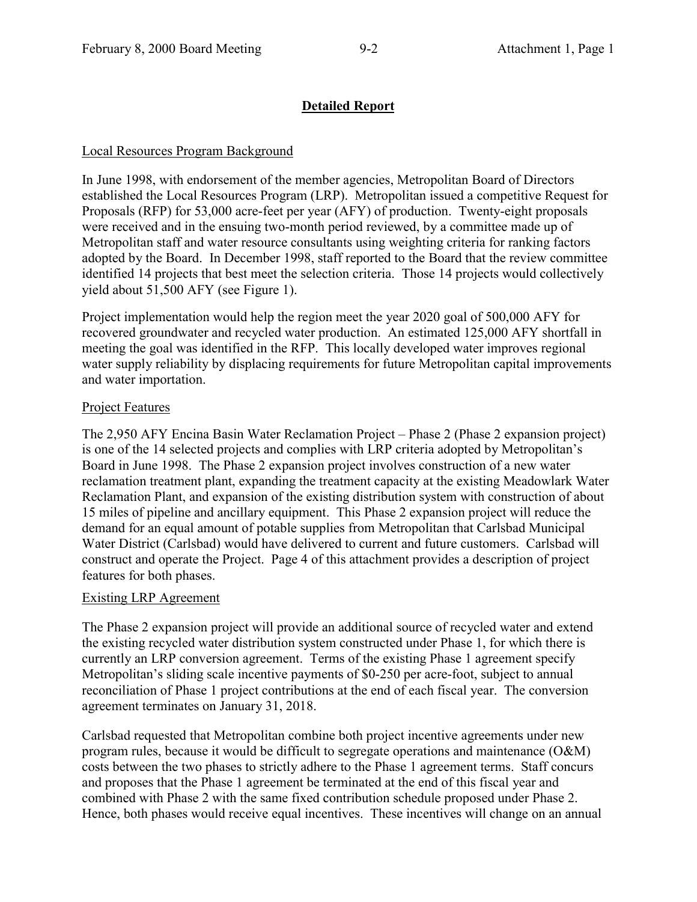## Detailed Report

Local Resources Program Background

In June 1998, with endorsement of the member agencies, Metropolitan Board of Directors established the Local Resources Program (LRP). Metropolitan issued a competitive Request for Proposals (RFP) for 53,000 acre-feet per year (AFY) of production. Twenty-eight proposals were received and in the ensuing two-month period reviewed, by a committee made up of Metropolitan staff and water resource consultants using weighting criteria for ranking factors adopted by the Board. In December 1998, staff reported to the Board that the review committee identified 14 projects that best meet the selection criteria. Those 14 projects would collectively yield about 51,500 AFY (see Figure 1).

Project implementation would help the region meet the year 2020 goal of 500,000 AFY for recovered groundwater and recycled water production. An estimated 125,000 AFY shortfall in meeting the goal was identified in the RFP. This locally developed water improves regional water supply reliability by displacing requirements for future Metropolitan capital improvements and water importation.

Project Features

The 2,950 AFY Encina Basin Water Reclamation Project – Phase 2 (Phase 2 expansion project) is one of the 14 selected projects and complies with LRP criteria adopted by Metropolitan's Board in June 1998. The Phase 2 expansion project involves construction of a new water reclamation treatment plant, expanding the treatment capacity at the existing Meadowlark Water Reclamation Plant, and expansion of the existing distribution system with construction of about 15 miles of pipeline and ancillary equipment. This Phase 2 expansion project will reduce the demand for an equal amount of potable supplies from Metropolitan that Carlsbad Municipal Water District (Carlsbad) would have delivered to current and future customers. Carlsbad will construct and operate the Project. Page 4 of this attachment provides a description of project features for both phases.

Existing LRP Agreement

The Phase 2 expansion project will provide an additional source of recycled water and extend the existing recycled water distribution system constructed under Phase 1, for which there is currently an LRP conversion agreement. Terms of the existing Phase 1 agreement specify Metropolitan's sliding scale incentive payments of $0-250 per acre-foot, subject to annual reconciliation of Phase 1 project contributions at the end of each fiscal year. The conversion agreement terminates on January 31, 2018.

Carlsbad requested that Metropolitan combine both project incentive agreements under new program rules, because it would be difficult to segregate operations and maintenance (O&M) costs between the two phases to strictly adhere to the Phase 1 agreement terms. Staff concurs and proposes that the Phase 1 agreement be terminated at the end of this fiscal year and combined with Phase 2 with the same fixed contribution schedule proposed under Phase 2. Hence, both phases would receive equal incentives. These incentives will change on an annual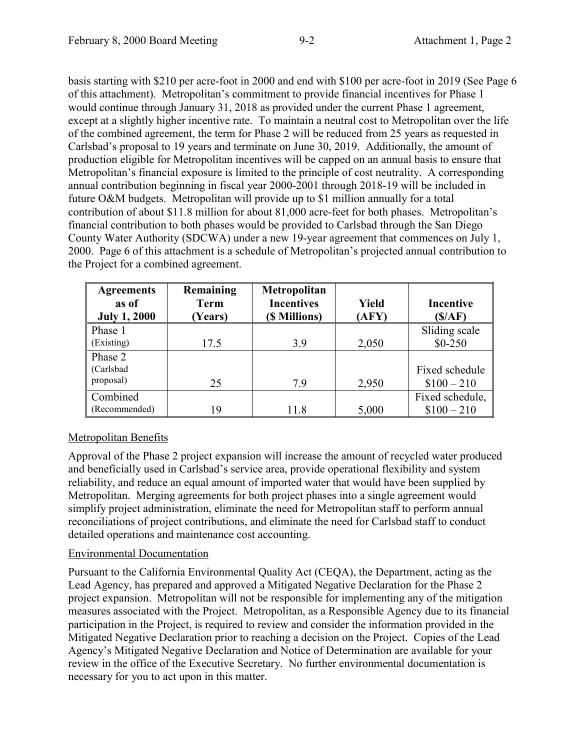basis starting with $210 per acre-foot in 2000 and end with $100 per acre-foot in 2019 (See Page 6 of this attachment). Metropolitan's commitment to provide financial incentives for Phase 1 would continue through January 31, 2018 as provided under the current Phase 1 agreement, except at a slightly higher incentive rate. To maintain a neutral cost to Metropolitan over the life of the combined agreement, the term for Phase 2 will be reduced from 25 years as requested in Carlsbad's proposal to 19 years and terminate on June 30, 2019. Additionally, the amount of production eligible for Metropolitan incentives will be capped on an annual basis to ensure that Metropolitan's financial exposure is limited to the principle of cost neutrality. A corresponding annual contribution beginning in fiscal year 2000-2001 through 2018-19 will be included in future O&M budgets. Metropolitan will provide up to $1 million annually for a total contribution of about $11.8 million for about 81,000 acre-feet for both phases. Metropolitan's financial contribution to both phases would be provided to Carlsbad through the San Diego County Water Authority (SDCWA) under a new 19-year agreement that commences on July 1, 2000. Page 6 of this attachment is a schedule of Metropolitan's projected annual contribution to the Project for a combined agreement.

| Agreements as of July 1, 2000 | Remaining Term (Years) | Metropolitan Incentives ($ Millions) | Yield (AFY) | Incentive ($/AF) |
|---|---|---|---|---|
| Phase 1 (Existing) | 17.5 | 3.9 | 2,050 | Sliding scale $0-250 |
| Phase 2 (Carlsbad proposal) | 25 | 7.9 | 2,950 | Fixed schedule $100 – 210 |
| Combined (Recommended) | 19 | 11.8 | 5,000 | Fixed schedule, $100 – 210 |

Metropolitan Benefits

Approval of the Phase 2 project expansion will increase the amount of recycled water produced and beneficially used in Carlsbad's service area, provide operational flexibility and system reliability, and reduce an equal amount of imported water that would have been supplied by Metropolitan. Merging agreements for both project phases into a single agreement would simplify project administration, eliminate the need for Metropolitan staff to perform annual reconciliations of project contributions, and eliminate the need for Carlsbad staff to conduct detailed operations and maintenance cost accounting.

Environmental Documentation

Pursuant to the California Environmental Quality Act (CEQA), the Department, acting as the Lead Agency, has prepared and approved a Mitigated Negative Declaration for the Phase 2 project expansion. Metropolitan will not be responsible for implementing any of the mitigation measures associated with the Project. Metropolitan, as a Responsible Agency due to its financial participation in the Project, is required to review and consider the information provided in the Mitigated Negative Declaration prior to reaching a decision on the Project. Copies of the Lead Agency's Mitigated Negative Declaration and Notice of Determination are available for your review in the office of the Executive Secretary. No further environmental documentation is necessary for you to act upon in this matter.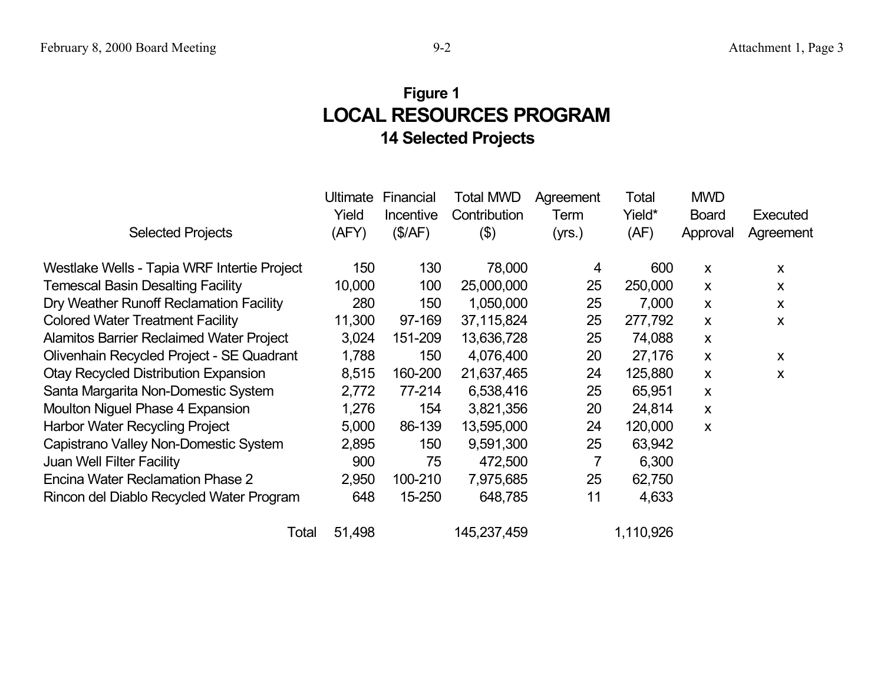**Figure 1**

# LOCAL RESOURCES PROGRAM

### 14 Selected Projects

| Selected Projects | Ultimate Yield (AFY) | Financial Incentive ($/AF) | Total MWD Contribution ($) | Agreement Term (yrs.) | Total Yield* (AF) | MWD Board Approval | Executed Agreement |
|---|---|---|---|---|---|---|---|
| Westlake Wells - Tapia WRF Intertie Project | 150 | 130 | 78,000 | 4 | 600 | x | x |
| Temescal Basin Desalting Facility | 10,000 | 100 | 25,000,000 | 25 | 250,000 | x | x |
| Dry Weather Runoff Reclamation Facility | 280 | 150 | 1,050,000 | 25 | 7,000 | x | x |
| Colored Water Treatment Facility | 11,300 | 97-169 | 37,115,824 | 25 | 277,792 | x | x |
| Alamitos Barrier Reclaimed Water Project | 3,024 | 151-209 | 13,636,728 | 25 | 74,088 | x | |
| Olivenhain Recycled Project - SE Quadrant | 1,788 | 150 | 4,076,400 | 20 | 27,176 | x | x |
| Otay Recycled Distribution Expansion | 8,515 | 160-200 | 21,637,465 | 24 | 125,880 | x | x |
| Santa Margarita Non-Domestic System | 2,772 | 77-214 | 6,538,416 | 25 | 65,951 | x | |
| Moulton Niguel Phase 4 Expansion | 1,276 | 154 | 3,821,356 | 20 | 24,814 | x | |
| Harbor Water Recycling Project | 5,000 | 86-139 | 13,595,000 | 24 | 120,000 | x | |
| Capistrano Valley Non-Domestic System | 2,895 | 150 | 9,591,300 | 25 | 63,942 | | |
| Juan Well Filter Facility | 900 | 75 | 472,500 | 7 | 6,300 | | |
| Encina Water Reclamation Phase 2 | 2,950 | 100-210 | 7,975,685 | 25 | 62,750 | | |
| Rincon del Diablo Recycled Water Program | 648 | 15-250 | 648,785 | 11 | 4,633 | | |
| Total | 51,498 | | 145,237,459 | | 1,110,926 | | |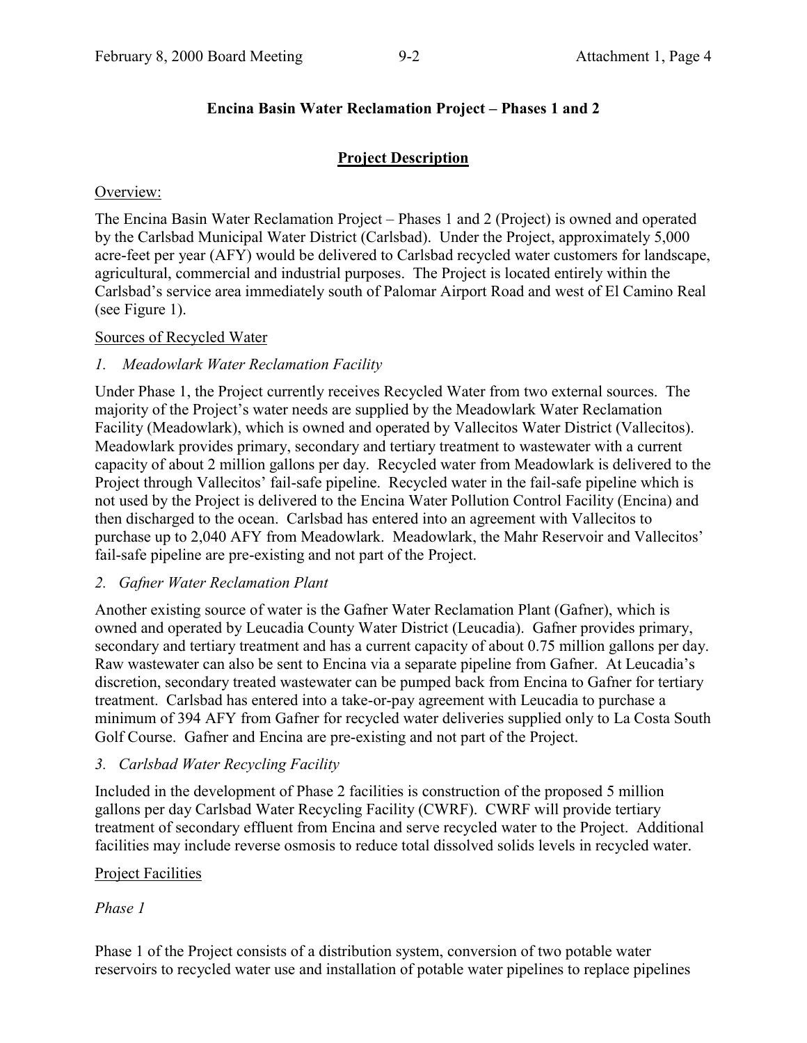## Encina Basin Water Reclamation Project – Phases 1 and 2

### Project Description

Overview:

The Encina Basin Water Reclamation Project – Phases 1 and 2 (Project) is owned and operated by the Carlsbad Municipal Water District (Carlsbad). Under the Project, approximately 5,000 acre-feet per year (AFY) would be delivered to Carlsbad recycled water customers for landscape, agricultural, commercial and industrial purposes. The Project is located entirely within the Carlsbad's service area immediately south of Palomar Airport Road and west of El Camino Real (see Figure 1).

Sources of Recycled Water

*1. Meadowlark Water Reclamation Facility*

Under Phase 1, the Project currently receives Recycled Water from two external sources. The majority of the Project's water needs are supplied by the Meadowlark Water Reclamation Facility (Meadowlark), which is owned and operated by Vallecitos Water District (Vallecitos). Meadowlark provides primary, secondary and tertiary treatment to wastewater with a current capacity of about 2 million gallons per day. Recycled water from Meadowlark is delivered to the Project through Vallecitos' fail-safe pipeline. Recycled water in the fail-safe pipeline which is not used by the Project is delivered to the Encina Water Pollution Control Facility (Encina) and then discharged to the ocean. Carlsbad has entered into an agreement with Vallecitos to purchase up to 2,040 AFY from Meadowlark. Meadowlark, the Mahr Reservoir and Vallecitos' fail-safe pipeline are pre-existing and not part of the Project.

*2. Gafner Water Reclamation Plant*

Another existing source of water is the Gafner Water Reclamation Plant (Gafner), which is owned and operated by Leucadia County Water District (Leucadia). Gafner provides primary, secondary and tertiary treatment and has a current capacity of about 0.75 million gallons per day. Raw wastewater can also be sent to Encina via a separate pipeline from Gafner. At Leucadia's discretion, secondary treated wastewater can be pumped back from Encina to Gafner for tertiary treatment. Carlsbad has entered into a take-or-pay agreement with Leucadia to purchase a minimum of 394 AFY from Gafner for recycled water deliveries supplied only to La Costa South Golf Course. Gafner and Encina are pre-existing and not part of the Project.

*3. Carlsbad Water Recycling Facility*

Included in the development of Phase 2 facilities is construction of the proposed 5 million gallons per day Carlsbad Water Recycling Facility (CWRF). CWRF will provide tertiary treatment of secondary effluent from Encina and serve recycled water to the Project. Additional facilities may include reverse osmosis to reduce total dissolved solids levels in recycled water.

Project Facilities

*Phase 1*

Phase 1 of the Project consists of a distribution system, conversion of two potable water reservoirs to recycled water use and installation of potable water pipelines to replace pipelines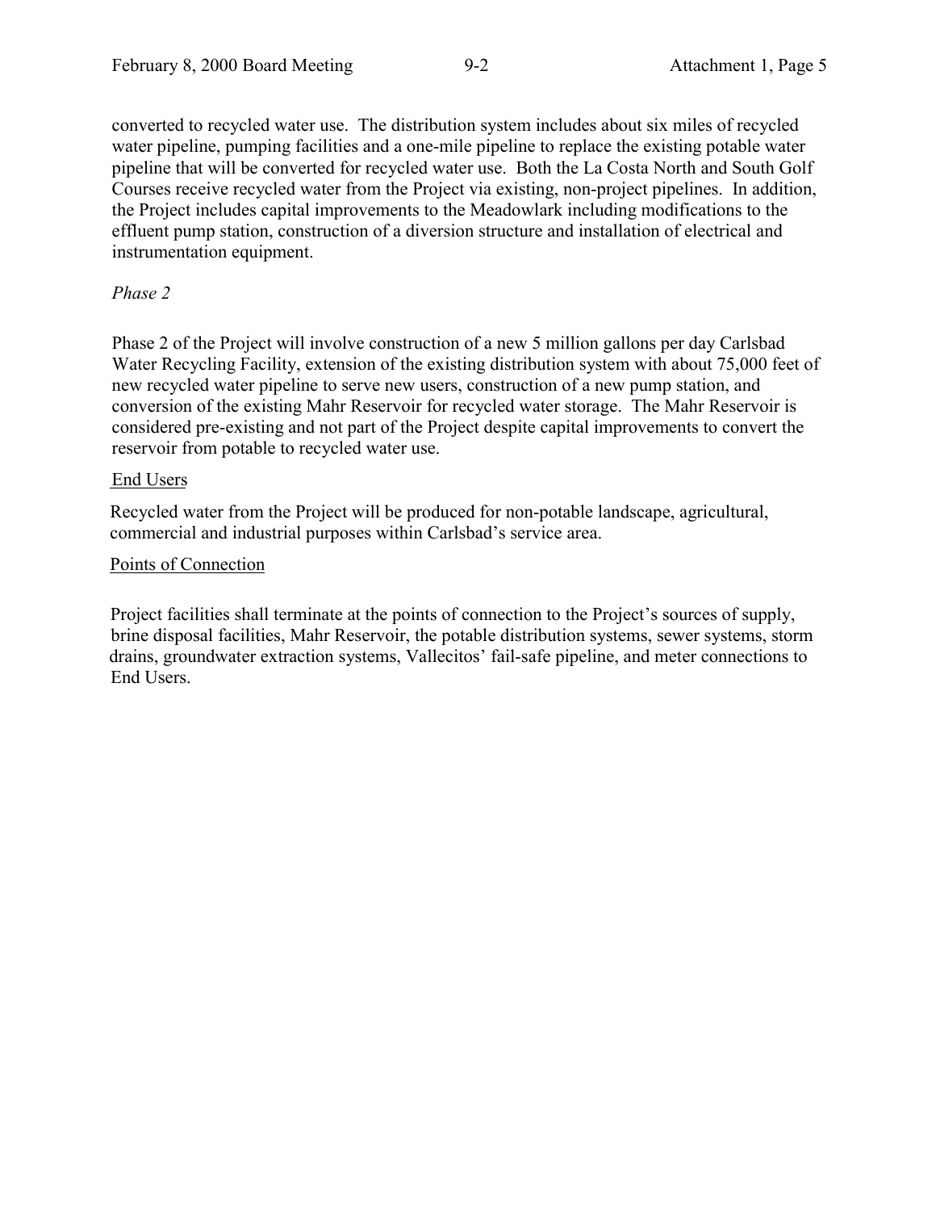converted to recycled water use. The distribution system includes about six miles of recycled water pipeline, pumping facilities and a one-mile pipeline to replace the existing potable water pipeline that will be converted for recycled water use. Both the La Costa North and South Golf Courses receive recycled water from the Project via existing, non-project pipelines. In addition, the Project includes capital improvements to the Meadowlark including modifications to the effluent pump station, construction of a diversion structure and installation of electrical and instrumentation equipment.

*Phase 2*

Phase 2 of the Project will involve construction of a new 5 million gallons per day Carlsbad Water Recycling Facility, extension of the existing distribution system with about 75,000 feet of new recycled water pipeline to serve new users, construction of a new pump station, and conversion of the existing Mahr Reservoir for recycled water storage. The Mahr Reservoir is considered pre-existing and not part of the Project despite capital improvements to convert the reservoir from potable to recycled water use.

<u>End Users</u>

Recycled water from the Project will be produced for non-potable landscape, agricultural, commercial and industrial purposes within Carlsbad's service area.

<u>Points of Connection</u>

Project facilities shall terminate at the points of connection to the Project's sources of supply, brine disposal facilities, Mahr Reservoir, the potable distribution systems, sewer systems, storm drains, groundwater extraction systems, Vallecitos' fail-safe pipeline, and meter connections to End Users.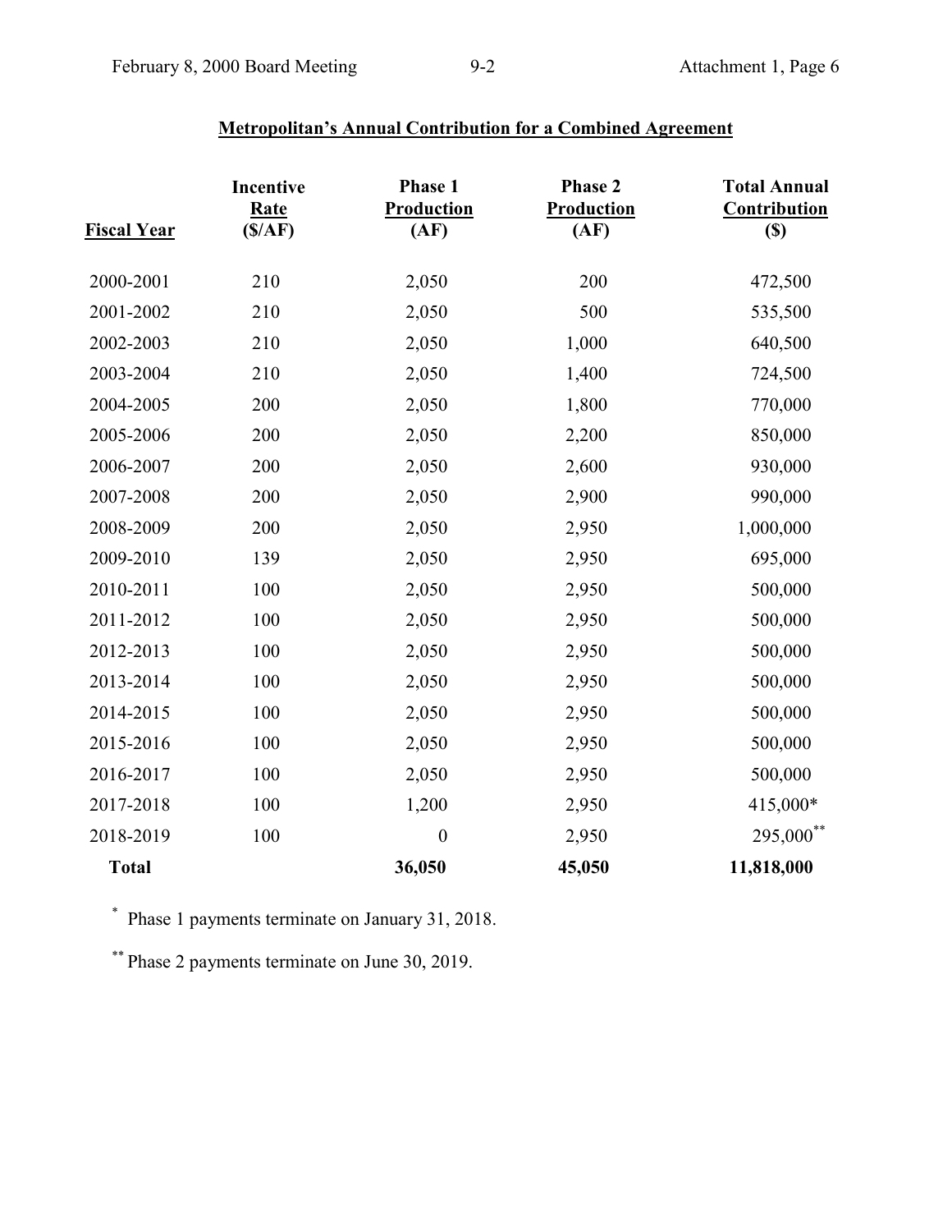## Metropolitan's Annual Contribution for a Combined Agreement

| Fiscal Year | Incentive Rate ($/AF) | Phase 1 Production (AF) | Phase 2 Production (AF) | Total Annual Contribution ($) |
|---|---|---|---|---|
| 2000-2001 | 210 | 2,050 | 200 | 472,500 |
| 2001-2002 | 210 | 2,050 | 500 | 535,500 |
| 2002-2003 | 210 | 2,050 | 1,000 | 640,500 |
| 2003-2004 | 210 | 2,050 | 1,400 | 724,500 |
| 2004-2005 | 200 | 2,050 | 1,800 | 770,000 |
| 2005-2006 | 200 | 2,050 | 2,200 | 850,000 |
| 2006-2007 | 200 | 2,050 | 2,600 | 930,000 |
| 2007-2008 | 200 | 2,050 | 2,900 | 990,000 |
| 2008-2009 | 200 | 2,050 | 2,950 | 1,000,000 |
| 2009-2010 | 139 | 2,050 | 2,950 | 695,000 |
| 2010-2011 | 100 | 2,050 | 2,950 | 500,000 |
| 2011-2012 | 100 | 2,050 | 2,950 | 500,000 |
| 2012-2013 | 100 | 2,050 | 2,950 | 500,000 |
| 2013-2014 | 100 | 2,050 | 2,950 | 500,000 |
| 2014-2015 | 100 | 2,050 | 2,950 | 500,000 |
| 2015-2016 | 100 | 2,050 | 2,950 | 500,000 |
| 2016-2017 | 100 | 2,050 | 2,950 | 500,000 |
| 2017-2018 | 100 | 1,200 | 2,950 | 415,000* |
| 2018-2019 | 100 | 0 | 2,950 | 295,000** |
| **Total** | | **36,050** | **45,050** | **11,818,000** |

\* Phase 1 payments terminate on January 31, 2018.

** Phase 2 payments terminate on June 30, 2019.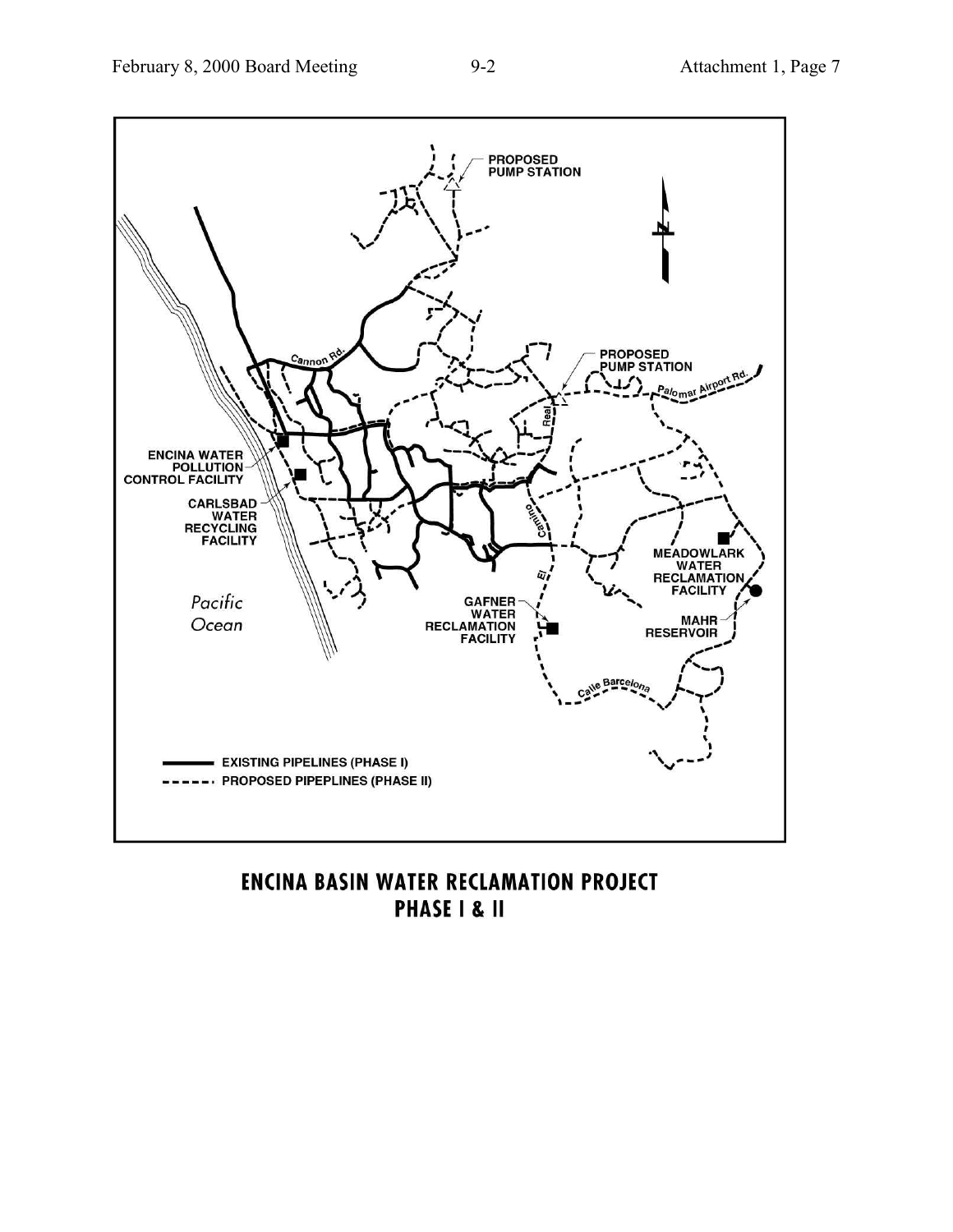PROPOSED PUMP STATION

PROPOSED PUMP STATION

Cannon Rd.

Palomar Airport Rd.

El Camino Real

ENCINA WATER POLLUTION CONTROL FACILITY

CARLSBAD WATER RECYCLING FACILITY

MEADOWLARK WATER RECLAMATION FACILITY

MAHR RESERVOIR

GAFNER WATER RECLAMATION FACILITY

Calle Barcelona

Pacific Ocean

EXISTING PIPELINES (PHASE I)

PROPOSED PIPELINES (PHASE II)

N

# ENCINA BASIN WATER RECLAMATION PROJECT PHASE I & II